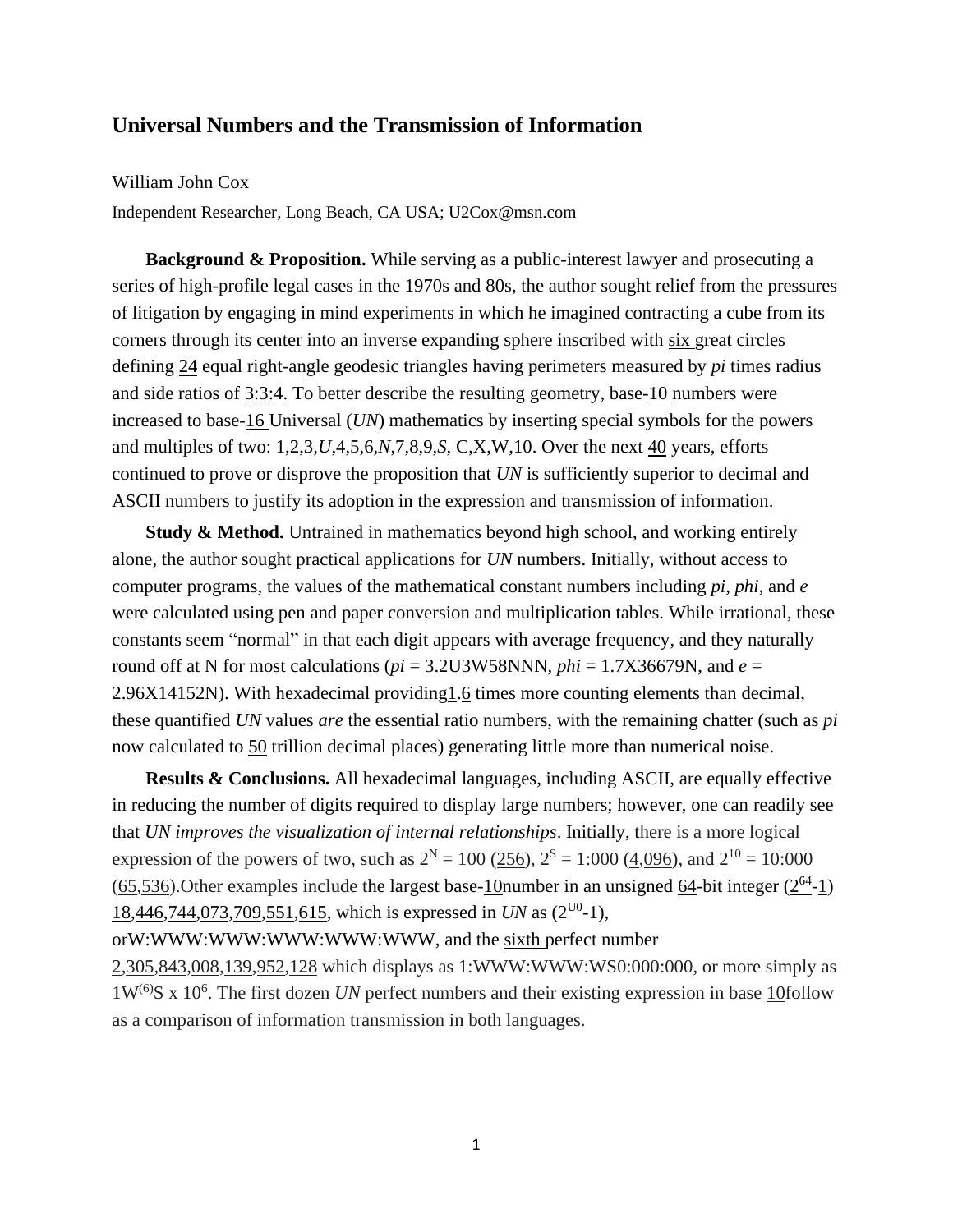## Universal Numbers and the Transmission of Information

William John Cox

Independent Researcher, Long Beach, CA USA; U2Cox@msn.com

**Background & Proposition.** While serving as a public-interest lawyer and prosecuting a series of high-profile legal cases in the 1970s and 80s, the author sought relief from the pressures of litigation by engaging in mind experiments in which he imagined contracting a cube from its corners through its center into an inverse expanding sphere inscribed with six great circles defining 24 equal right-angle geodesic triangles having perimeters measured by *pi* times radius and side ratios of 3:3:4. To better describe the resulting geometry, base-10 numbers were increased to base-16 Universal (*UN*) mathematics by inserting special symbols for the powers and multiples of two: 1,2,3,*U*,4,5,6,*N*,7,8,9,*S*, C,X,W,10. Over the next 40 years, efforts continued to prove or disprove the proposition that *UN* is sufficiently superior to decimal and ASCII numbers to justify its adoption in the expression and transmission of information.

**Study & Method.** Untrained in mathematics beyond high school, and working entirely alone, the author sought practical applications for *UN* numbers. Initially, without access to computer programs, the values of the mathematical constant numbers including *pi*, *phi*, and *e* were calculated using pen and paper conversion and multiplication tables. While irrational, these constants seem "normal" in that each digit appears with average frequency, and they naturally round off at N for most calculations (*pi* = 3.2U3W58NNN, *phi* = 1.7X36679N, and *e* = 2.96X14152N). With hexadecimal providing1.6 times more counting elements than decimal, these quantified *UN* values *are* the essential ratio numbers, with the remaining chatter (such as *pi* now calculated to 50 trillion decimal places) generating little more than numerical noise.

**Results & Conclusions.** All hexadecimal languages, including ASCII, are equally effective in reducing the number of digits required to display large numbers; however, one can readily see that *UN improves the visualization of internal relationships*. Initially, there is a more logical expression of the powers of two, such as $2^{N}$ = 100 (256), $2^{S}$ = 1:000 (4,096), and $2^{10}$ = 10:000 (65,536).Other examples include the largest base-10number in an unsigned 64-bit integer ($2^{64}$-1) 18,446,744,073,709,551,615, which is expressed in *UN* as ($2^{U0}$-1), orW:WWW:WWW:WWW:WWW:WWW, and the sixth perfect number 2,305,843,008,139,952,128 which displays as 1:WWW:WWW:WS0:000:000, or more simply as $1W^{(6)}S \times 10^{6}$. The first dozen *UN* perfect numbers and their existing expression in base 10follow as a comparison of information transmission in both languages.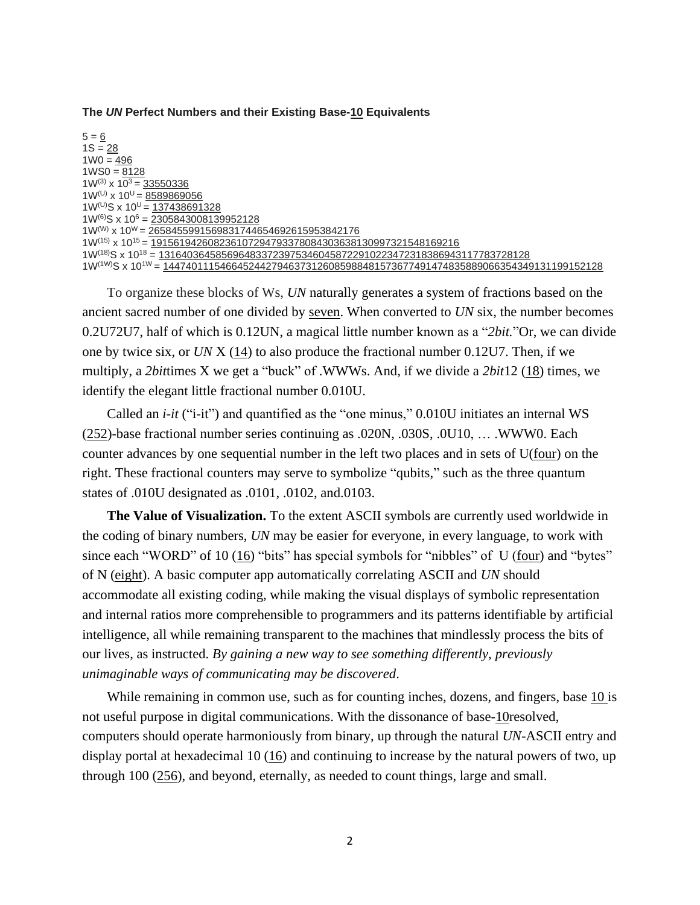**The *UN* Perfect Numbers and their Existing Base-10 Equivalents**

5 = 6
1S = 28
1W0 = 496
1WS0 = 8128
$1W^{(3)} \times 10^{3}$ = 33550336
$1W^{(U)} \times 10^{U}$ = 8589869056
$1W^{(U)}S \times 10^{U}$ = 137438691328
$1W^{(6)}S \times 10^{6}$ = 2305843008139952128
$1W^{(W)} \times 10^{W}$ = 2658455991569831744654692615953842176
$1W^{(15)} \times 10^{15}$ = 191561942608236107294793378084303638130997321548169216
$1W^{(18)}S \times 10^{18}$ = 13164036458569648337239753460458722910223472318386943117783728128
$1W^{(1W)}S \times 10^{1W}$ = 14474011154664524427946373126085988481573677491474835889066354349131199152128

To organize these blocks of Ws, *UN* naturally generates a system of fractions based on the ancient sacred number of one divided by seven. When converted to *UN* six, the number becomes 0.2U72U7, half of which is 0.12UN, a magical little number known as a "*2bit.*"Or, we can divide one by twice six, or *UN* X (14) to also produce the fractional number 0.12U7. Then, if we multiply, a *2bit*times X we get a "buck" of .WWWs. And, if we divide a *2bit*12 (18) times, we identify the elegant little fractional number 0.010U.

Called an *i-it* ("i-it") and quantified as the "one minus," 0.010U initiates an internal WS (252)-base fractional number series continuing as .020N, .030S, .0U10, … .WWW0. Each counter advances by one sequential number in the left two places and in sets of U(four) on the right. These fractional counters may serve to symbolize "qubits," such as the three quantum states of .010U designated as .0101, .0102, and.0103.

**The Value of Visualization.** To the extent ASCII symbols are currently used worldwide in the coding of binary numbers, *UN* may be easier for everyone, in every language, to work with since each "WORD" of 10 (16) "bits" has special symbols for "nibbles" of U (four) and "bytes" of N (eight). A basic computer app automatically correlating ASCII and *UN* should accommodate all existing coding, while making the visual displays of symbolic representation and internal ratios more comprehensible to programmers and its patterns identifiable by artificial intelligence, all while remaining transparent to the machines that mindlessly process the bits of our lives, as instructed. *By gaining a new way to see something differently, previously unimaginable ways of communicating may be discovered*.

While remaining in common use, such as for counting inches, dozens, and fingers, base 10 is not useful purpose in digital communications. With the dissonance of base-10resolved, computers should operate harmoniously from binary, up through the natural *UN*-ASCII entry and display portal at hexadecimal 10 (16) and continuing to increase by the natural powers of two, up through 100 (256), and beyond, eternally, as needed to count things, large and small.